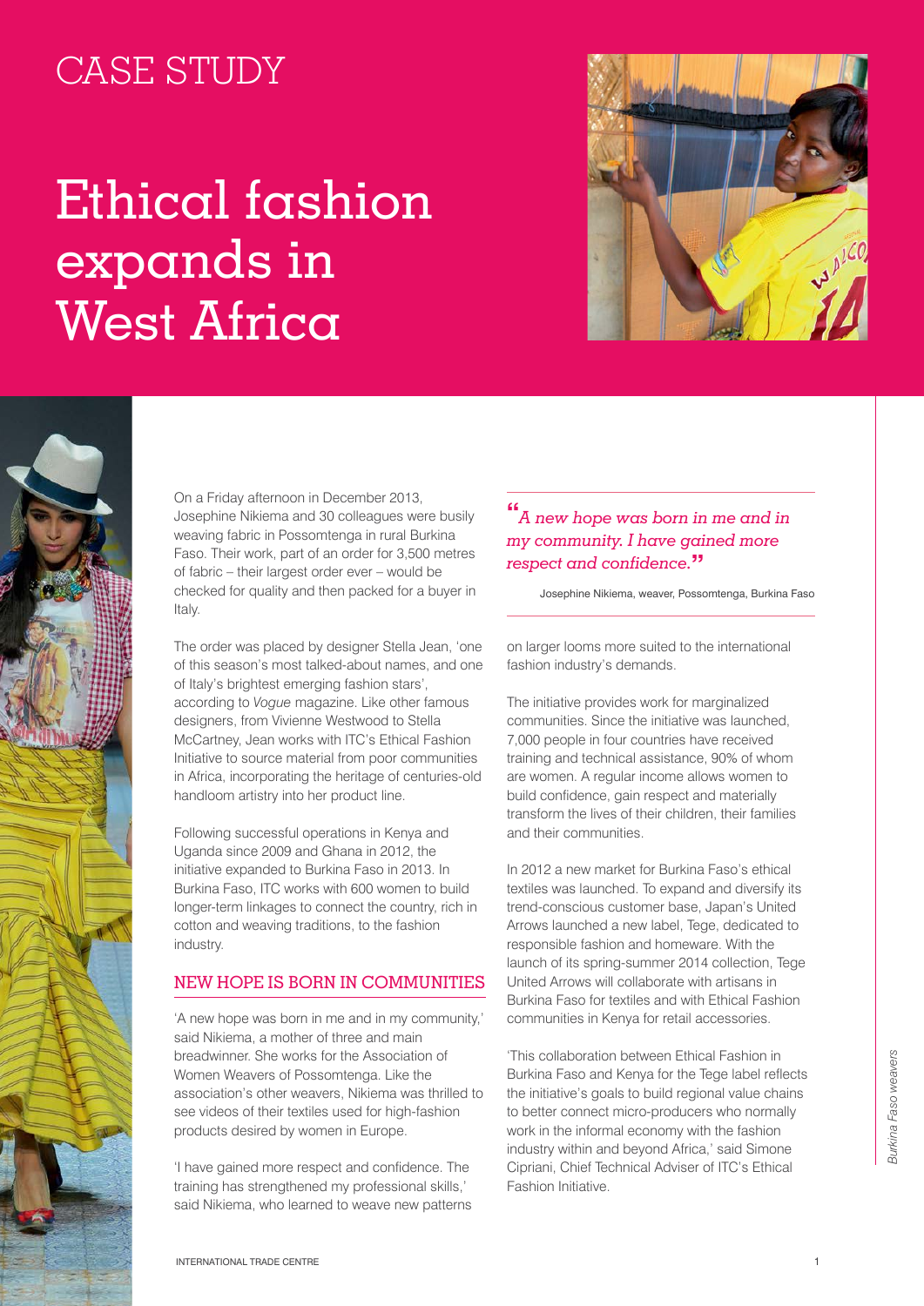CASE STUDY

# Ethical fashion expands in West Africa

On a Friday afternoon in December 2013, Josephine Nikiema and 30 colleagues were busily weaving fabric in Possomtenga in rural Burkina Faso. Their work, part of an order for 3,500 metres of fabric – their largest order ever – would be checked for quality and then packed for a buyer in Italy.

The order was placed by designer Stella Jean, 'one of this season's most talked-about names, and one of Italy's brightest emerging fashion stars', according to *Vogue* magazine. Like other famous designers, from Vivienne Westwood to Stella McCartney, Jean works with ITC's Ethical Fashion Initiative to source material from poor communities in Africa, incorporating the heritage of centuries-old handloom artistry into her product line.

Following successful operations in Kenya and Uganda since 2009 and Ghana in 2012, the initiative expanded to Burkina Faso in 2013. In Burkina Faso, ITC works with 600 women to build longer-term linkages to connect the country, rich in cotton and weaving traditions, to the fashion industry.

## NEW HOPE IS BORN IN COMMUNITIES

'A new hope was born in me and in my community,' said Nikiema, a mother of three and main breadwinner. She works for the Association of Women Weavers of Possomtenga. Like the association's other weavers, Nikiema was thrilled to see videos of their textiles used for high-fashion products desired by women in Europe.

'I have gained more respect and confidence. The training has strengthened my professional skills,' said Nikiema, who learned to weave new patterns on larger looms more suited to the international fashion industry's demands.

> *"A new hope was born in me and in my community. I have gained more respect and confidence."*
>
> Josephine Nikiema, weaver, Possomtenga, Burkina Faso

The initiative provides work for marginalized communities. Since the initiative was launched, 7,000 people in four countries have received training and technical assistance, 90% of whom are women. A regular income allows women to build confidence, gain respect and materially transform the lives of their children, their families and their communities.

In 2012 a new market for Burkina Faso's ethical textiles was launched. To expand and diversify its trend-conscious customer base, Japan's United Arrows launched a new label, Tege, dedicated to responsible fashion and homeware. With the launch of its spring-summer 2014 collection, Tege United Arrows will collaborate with artisans in Burkina Faso for textiles and with Ethical Fashion communities in Kenya for retail accessories.

'This collaboration between Ethical Fashion in Burkina Faso and Kenya for the Tege label reflects the initiative's goals to build regional value chains to better connect micro-producers who normally work in the informal economy with the fashion industry within and beyond Africa,' said Simone Cipriani, Chief Technical Adviser of ITC's Ethical Fashion Initiative.

*Burkina Faso weavers*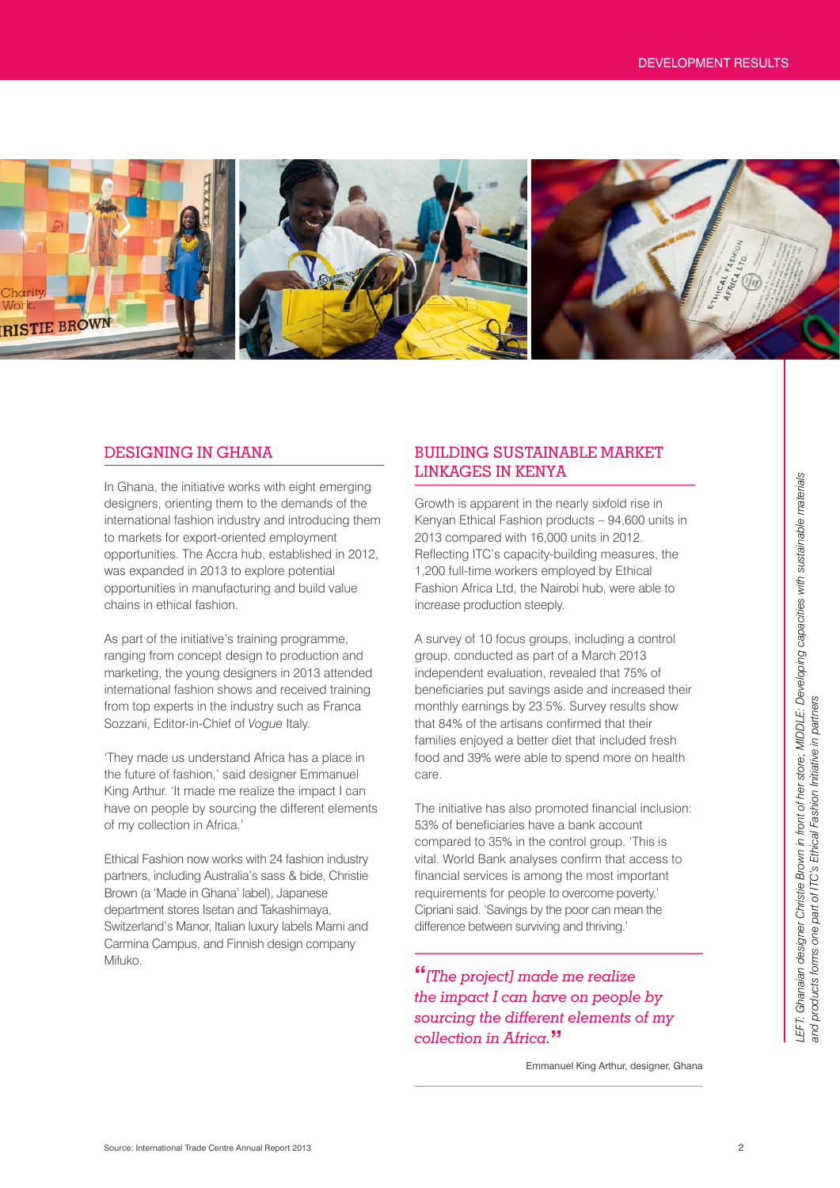## DESIGNING IN GHANA

In Ghana, the initiative works with eight emerging designers, orienting them to the demands of the international fashion industry and introducing them to markets for export-oriented employment opportunities. The Accra hub, established in 2012, was expanded in 2013 to explore potential opportunities in manufacturing and build value chains in ethical fashion.

As part of the initiative's training programme, ranging from concept design to production and marketing, the young designers in 2013 attended international fashion shows and received training from top experts in the industry such as Franca Sozzani, Editor-in-Chief of *Vogue* Italy.

'They made us understand Africa has a place in the future of fashion,' said designer Emmanuel King Arthur. 'It made me realize the impact I can have on people by sourcing the different elements of my collection in Africa.'

Ethical Fashion now works with 24 fashion industry partners, including Australia's sass & bide, Christie Brown (a 'Made in Ghana' label), Japanese department stores Isetan and Takashimaya, Switzerland's Manor, Italian luxury labels Marni and Carmina Campus, and Finnish design company Mifuko.

## BUILDING SUSTAINABLE MARKET LINKAGES IN KENYA

Growth is apparent in the nearly sixfold rise in Kenyan Ethical Fashion products – 94,600 units in 2013 compared with 16,000 units in 2012. Reflecting ITC's capacity-building measures, the 1,200 full-time workers employed by Ethical Fashion Africa Ltd, the Nairobi hub, were able to increase production steeply.

A survey of 10 focus groups, including a control group, conducted as part of a March 2013 independent evaluation, revealed that 75% of beneficiaries put savings aside and increased their monthly earnings by 23.5%. Survey results show that 84% of the artisans confirmed that their families enjoyed a better diet that included fresh food and 39% were able to spend more on health care.

The initiative has also promoted financial inclusion: 53% of beneficiaries have a bank account compared to 35% in the control group. 'This is vital. World Bank analyses confirm that access to financial services is among the most important requirements for people to overcome poverty,' Cipriani said. 'Savings by the poor can mean the difference between surviving and thriving.'

> *"[The project] made me realize the impact I can have on people by sourcing the different elements of my collection in Africa."*
>
> Emmanuel King Arthur, designer, Ghana

*LEFT: Ghanaian designer Christie Brown in front of her store; MIDDLE: Developing capacities with sustainable materials and products forms one part of ITC's Ethical Fashion Initiative in partners*

Source: International Trade Centre Annual Report 2013